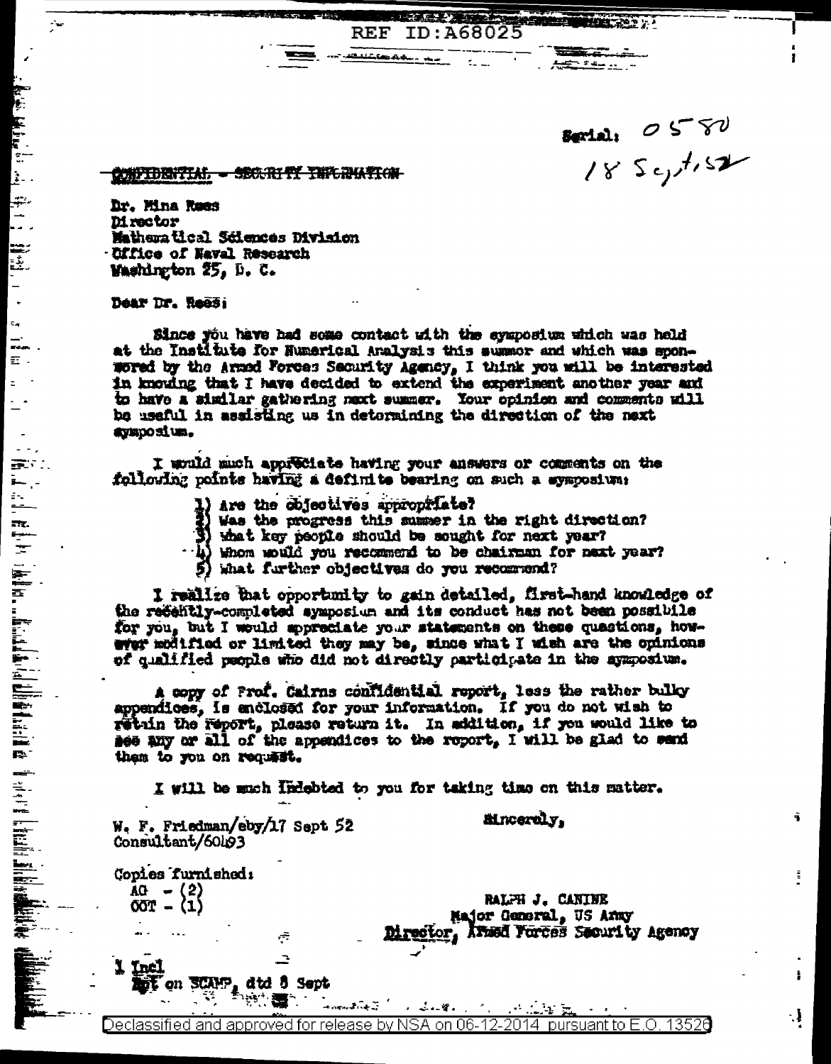REF ID:A68025

Serial: 0580
18 Sept, 52

~~CONFIDENTIAL - SECURITY INFORMATION~~

Dr. Mina Rees
Director
Mathematical Sciences Division
Office of Naval Research
Washington 25, D. C.

Dear Dr. Rees:

Since you have had some contact with the symposium which was held at the Institute for Numerical Analysis this summer and which was sponsored by the Armed Forces Security Agency, I think you will be interested in knowing that I have decided to extend the experiment another year and to have a similar gathering next summer. Your opinion and comments will be useful in assisting us in determining the direction of the next symposium.

I would much appreciate having your answers or comments on the following points having a definite bearing on such a symposium:

1) Are the objectives appropriate?
2) Was the progress this summer in the right direction?
3) What key people should be sought for next year?
4) Whom would you recommend to be chairman for next year?
5) What further objectives do you recommend?

I realize that opportunity to gain detailed, first-hand knowledge of the recently-completed symposium and its conduct has not been possibile for you, but I would appreciate your statements on these questions, however modified or limited they may be, since what I wish are the opinions of qualified people who did not directly participate in the symposium.

A copy of Prof. Cairns confidential report, less the rather bulky appendices, is enclosed for your information. If you do not wish to retain the report, please return it. In addition, if you would like to see any or all of the appendices to the report, I will be glad to send them to you on request.

I will be much indebted to you for taking time on this matter.

W. F. Friedman/eby/17 Sept 52
Consultant/60493

Sincerely,

Copies furnished:
AG - (2)
OOT - (1)

RALPH J. CANINE
Major General, US Army
Director, Armed Forces Security Agency

1 Incl
Rpt on SCAMP, dtd 8 Sept

Declassified and approved for release by NSA on 06-12-2014 pursuant to E.O. 13526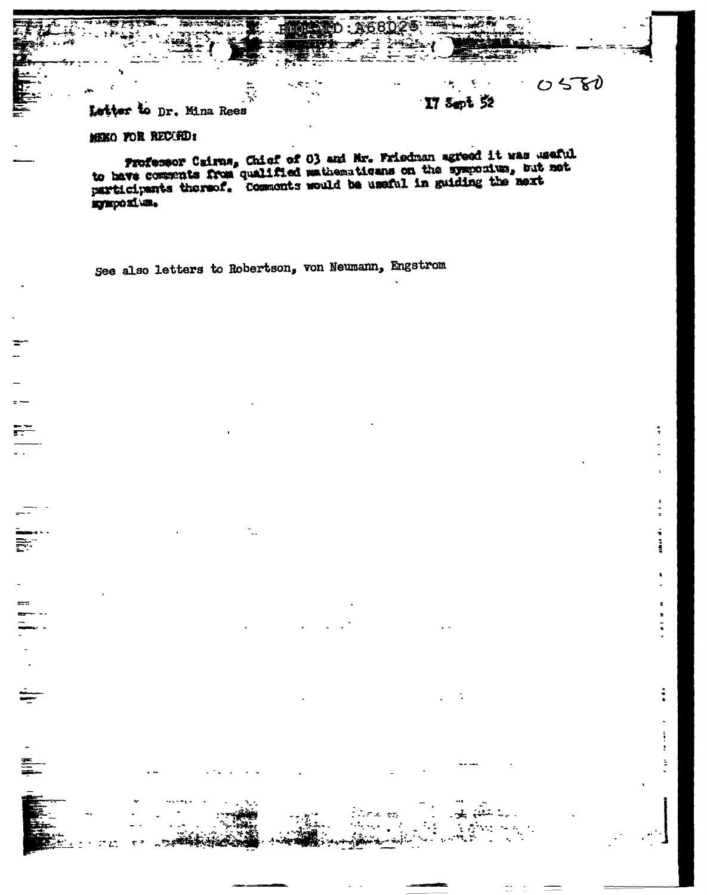0580

Letter to Dr. Mina Rees

17 Sept 52

MEMO FOR RECORD:

Professor Cairns, Chief of 03 and Mr. Friedman agreed it was useful to have comments from qualified mathematicians on the symposium, but not participants thereof. Comments would be useful in guiding the next symposium.

See also letters to Robertson, von Neumann, Engstrom